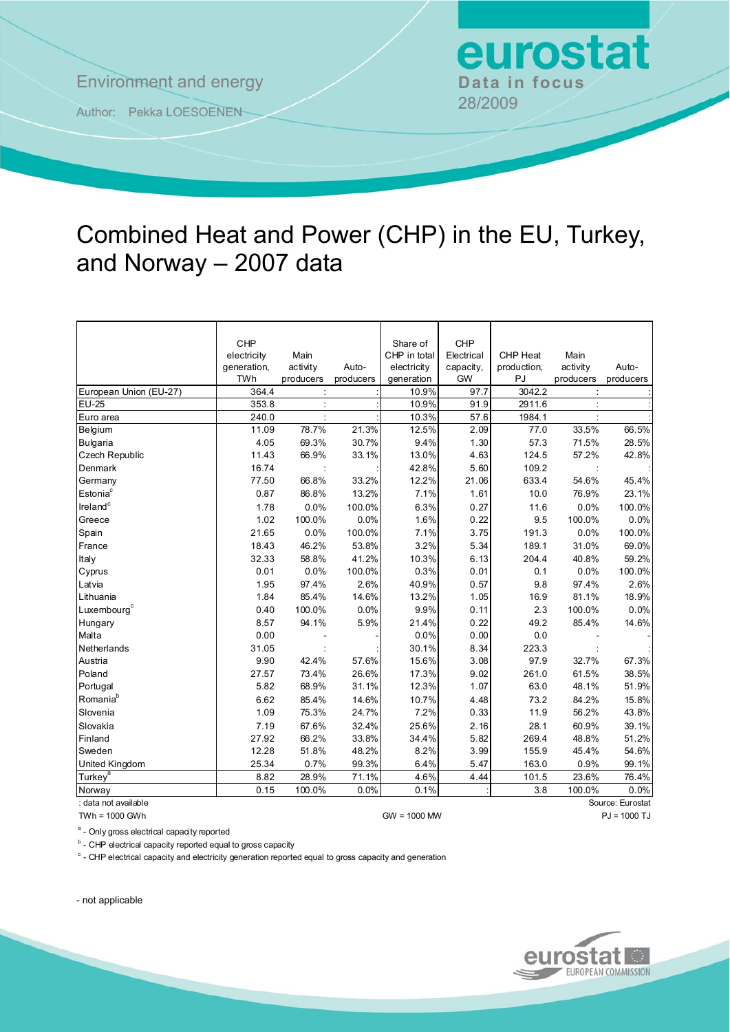Environment and energy

Author: Pekka LOESOENEN

eurostat
Data in focus
28/2009

# Combined Heat and Power (CHP) in the EU, Turkey, and Norway – 2007 data

| | CHP electricity generation, TWh | Main activity producers | Auto-producers | Share of CHP in total electricity generation | CHP Electrical capacity, GW | CHP Heat production, PJ | Main activity producers | Auto-producers |
|---|---|---|---|---|---|---|---|---|
| European Union (EU-27) | 364.4 | : | : | 10.9% | 97.7 | 3042.2 | : | : |
| EU-25 | 353.8 | : | : | 10.9% | 91.9 | 2911.6 | : | : |
| Euro area | 240.0 | : | : | 10.3% | 57.6 | 1984.1 | : | : |
| Belgium | 11.09 | 78.7% | 21.3% | 12.5% | 2.09 | 77.0 | 33.5% | 66.5% |
| Bulgaria | 4.05 | 69.3% | 30.7% | 9.4% | 1.30 | 57.3 | 71.5% | 28.5% |
| Czech Republic | 11.43 | 66.9% | 33.1% | 13.0% | 4.63 | 124.5 | 57.2% | 42.8% |
| Denmark | 16.74 | : | : | 42.8% | 5.60 | 109.2 | : | : |
| Germany | 77.50 | 66.8% | 33.2% | 12.2% | 21.06 | 633.4 | 54.6% | 45.4% |
| Estonia[c] | 0.87 | 86.8% | 13.2% | 7.1% | 1.61 | 10.0 | 76.9% | 23.1% |
| Ireland[c] | 1.78 | 0.0% | 100.0% | 6.3% | 0.27 | 11.6 | 0.0% | 100.0% |
| Greece | 1.02 | 100.0% | 0.0% | 1.6% | 0.22 | 9.5 | 100.0% | 0.0% |
| Spain | 21.65 | 0.0% | 100.0% | 7.1% | 3.75 | 191.3 | 0.0% | 100.0% |
| France | 18.43 | 46.2% | 53.8% | 3.2% | 5.34 | 189.1 | 31.0% | 69.0% |
| Italy | 32.33 | 58.8% | 41.2% | 10.3% | 6.13 | 204.4 | 40.8% | 59.2% |
| Cyprus | 0.01 | 0.0% | 100.0% | 0.3% | 0.01 | 0.1 | 0.0% | 100.0% |
| Latvia | 1.95 | 97.4% | 2.6% | 40.9% | 0.57 | 9.8 | 97.4% | 2.6% |
| Lithuania | 1.84 | 85.4% | 14.6% | 13.2% | 1.05 | 16.9 | 81.1% | 18.9% |
| Luxembourg[c] | 0.40 | 100.0% | 0.0% | 9.9% | 0.11 | 2.3 | 100.0% | 0.0% |
| Hungary | 8.57 | 94.1% | 5.9% | 21.4% | 0.22 | 49.2 | 85.4% | 14.6% |
| Malta | 0.00 | - | - | 0.0% | 0.00 | 0.0 | - | - |
| Netherlands | 31.05 | : | : | 30.1% | 8.34 | 223.3 | : | : |
| Austria | 9.90 | 42.4% | 57.6% | 15.6% | 3.08 | 97.9 | 32.7% | 67.3% |
| Poland | 27.57 | 73.4% | 26.6% | 17.3% | 9.02 | 261.0 | 61.5% | 38.5% |
| Portugal | 5.82 | 68.9% | 31.1% | 12.3% | 1.07 | 63.0 | 48.1% | 51.9% |
| Romania[b] | 6.62 | 85.4% | 14.6% | 10.7% | 4.48 | 73.2 | 84.2% | 15.8% |
| Slovenia | 1.09 | 75.3% | 24.7% | 7.2% | 0.33 | 11.9 | 56.2% | 43.8% |
| Slovakia | 7.19 | 67.6% | 32.4% | 25.6% | 2.16 | 28.1 | 60.9% | 39.1% |
| Finland | 27.92 | 66.2% | 33.8% | 34.4% | 5.82 | 269.4 | 48.8% | 51.2% |
| Sweden | 12.28 | 51.8% | 48.2% | 8.2% | 3.99 | 155.9 | 45.4% | 54.6% |
| United Kingdom | 25.34 | 0.7% | 99.3% | 6.4% | 5.47 | 163.0 | 0.9% | 99.1% |
| Turkey[a] | 8.82 | 28.9% | 71.1% | 4.6% | 4.44 | 101.5 | 23.6% | 76.4% |
| Norway | 0.15 | 100.0% | 0.0% | 0.1% | : | 3.8 | 100.0% | 0.0% |

: data not available

Source: Eurostat

TWh = 1000 GWh

GW = 1000 MW

PJ = 1000 TJ

[a] - Only gross electrical capacity reported

[b] - CHP electrical capacity reported equal to gross capacity

[c] - CHP electrical capacity and electricity generation reported equal to gross capacity and generation

- not applicable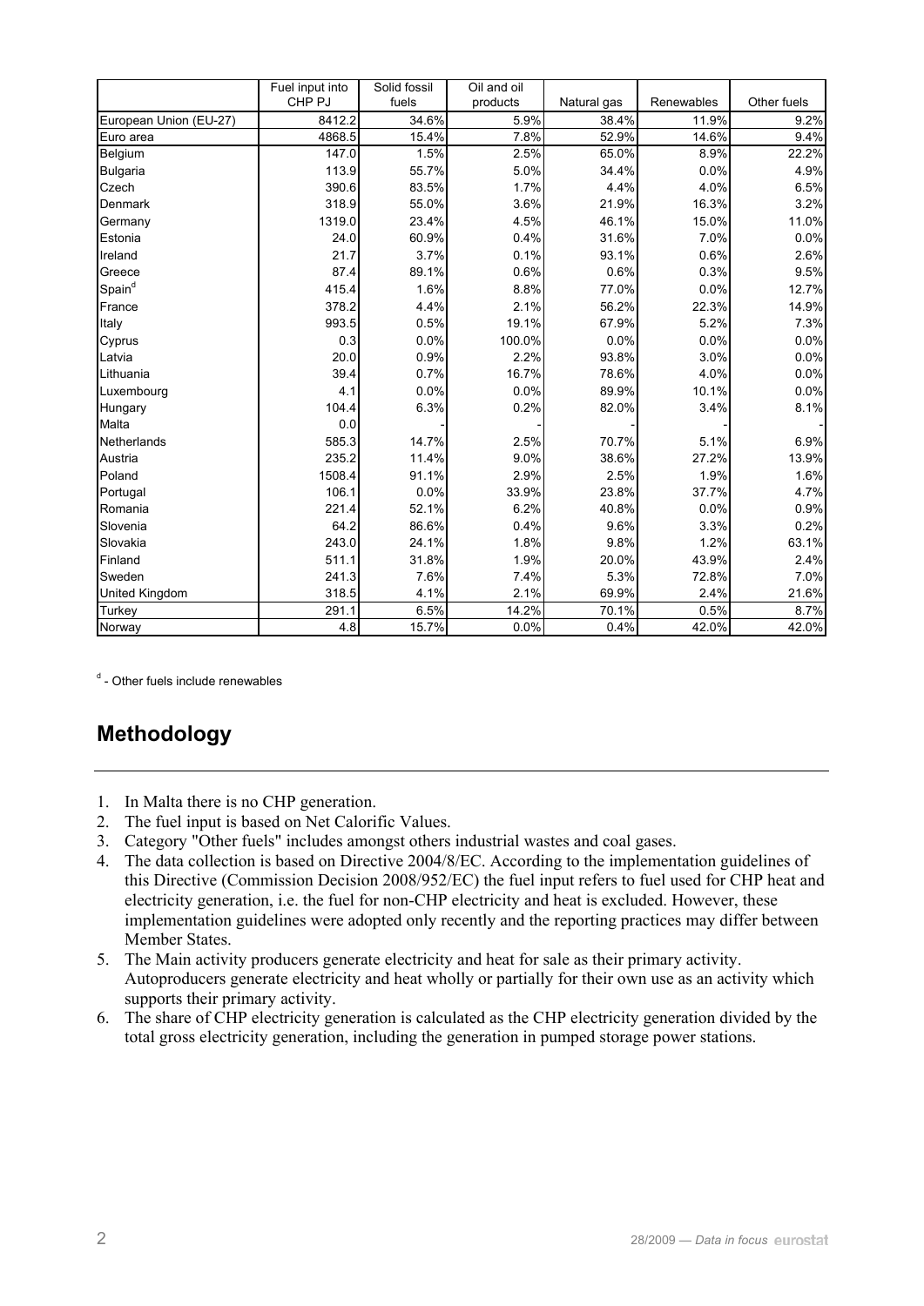| | Fuel input into CHP PJ | Solid fossil fuels | Oil and oil products | Natural gas | Renewables | Other fuels |
|---|---|---|---|---|---|---|
| European Union (EU-27) | 8412.2 | 34.6% | 5.9% | 38.4% | 11.9% | 9.2% |
| Euro area | 4868.5 | 15.4% | 7.8% | 52.9% | 14.6% | 9.4% |
| Belgium | 147.0 | 1.5% | 2.5% | 65.0% | 8.9% | 22.2% |
| Bulgaria | 113.9 | 55.7% | 5.0% | 34.4% | 0.0% | 4.9% |
| Czech | 390.6 | 83.5% | 1.7% | 4.4% | 4.0% | 6.5% |
| Denmark | 318.9 | 55.0% | 3.6% | 21.9% | 16.3% | 3.2% |
| Germany | 1319.0 | 23.4% | 4.5% | 46.1% | 15.0% | 11.0% |
| Estonia | 24.0 | 60.9% | 0.4% | 31.6% | 7.0% | 0.0% |
| Ireland | 21.7 | 3.7% | 0.1% | 93.1% | 0.6% | 2.6% |
| Greece | 87.4 | 89.1% | 0.6% | 0.6% | 0.3% | 9.5% |
| Spain[d] | 415.4 | 1.6% | 8.8% | 77.0% | 0.0% | 12.7% |
| France | 378.2 | 4.4% | 2.1% | 56.2% | 22.3% | 14.9% |
| Italy | 993.5 | 0.5% | 19.1% | 67.9% | 5.2% | 7.3% |
| Cyprus | 0.3 | 0.0% | 100.0% | 0.0% | 0.0% | 0.0% |
| Latvia | 20.0 | 0.9% | 2.2% | 93.8% | 3.0% | 0.0% |
| Lithuania | 39.4 | 0.7% | 16.7% | 78.6% | 4.0% | 0.0% |
| Luxembourg | 4.1 | 0.0% | 0.0% | 89.9% | 10.1% | 0.0% |
| Hungary | 104.4 | 6.3% | 0.2% | 82.0% | 3.4% | 8.1% |
| Malta | 0.0 | - | - | - | - | - |
| Netherlands | 585.3 | 14.7% | 2.5% | 70.7% | 5.1% | 6.9% |
| Austria | 235.2 | 11.4% | 9.0% | 38.6% | 27.2% | 13.9% |
| Poland | 1508.4 | 91.1% | 2.9% | 2.5% | 1.9% | 1.6% |
| Portugal | 106.1 | 0.0% | 33.9% | 23.8% | 37.7% | 4.7% |
| Romania | 221.4 | 52.1% | 6.2% | 40.8% | 0.0% | 0.9% |
| Slovenia | 64.2 | 86.6% | 0.4% | 9.6% | 3.3% | 0.2% |
| Slovakia | 243.0 | 24.1% | 1.8% | 9.8% | 1.2% | 63.1% |
| Finland | 511.1 | 31.8% | 1.9% | 20.0% | 43.9% | 2.4% |
| Sweden | 241.3 | 7.6% | 7.4% | 5.3% | 72.8% | 7.0% |
| United Kingdom | 318.5 | 4.1% | 2.1% | 69.9% | 2.4% | 21.6% |
| Turkey | 291.1 | 6.5% | 14.2% | 70.1% | 0.5% | 8.7% |
| Norway | 4.8 | 15.7% | 0.0% | 0.4% | 42.0% | 42.0% |

[d] - Other fuels include renewables

## Methodology

1. In Malta there is no CHP generation.
2. The fuel input is based on Net Calorific Values.
3. Category "Other fuels" includes amongst others industrial wastes and coal gases.
4. The data collection is based on Directive 2004/8/EC. According to the implementation guidelines of this Directive (Commission Decision 2008/952/EC) the fuel input refers to fuel used for CHP heat and electricity generation, i.e. the fuel for non-CHP electricity and heat is excluded. However, these implementation guidelines were adopted only recently and the reporting practices may differ between Member States.
5. The Main activity producers generate electricity and heat for sale as their primary activity. Autoproducers generate electricity and heat wholly or partially for their own use as an activity which supports their primary activity.
6. The share of CHP electricity generation is calculated as the CHP electricity generation divided by the total gross electricity generation, including the generation in pumped storage power stations.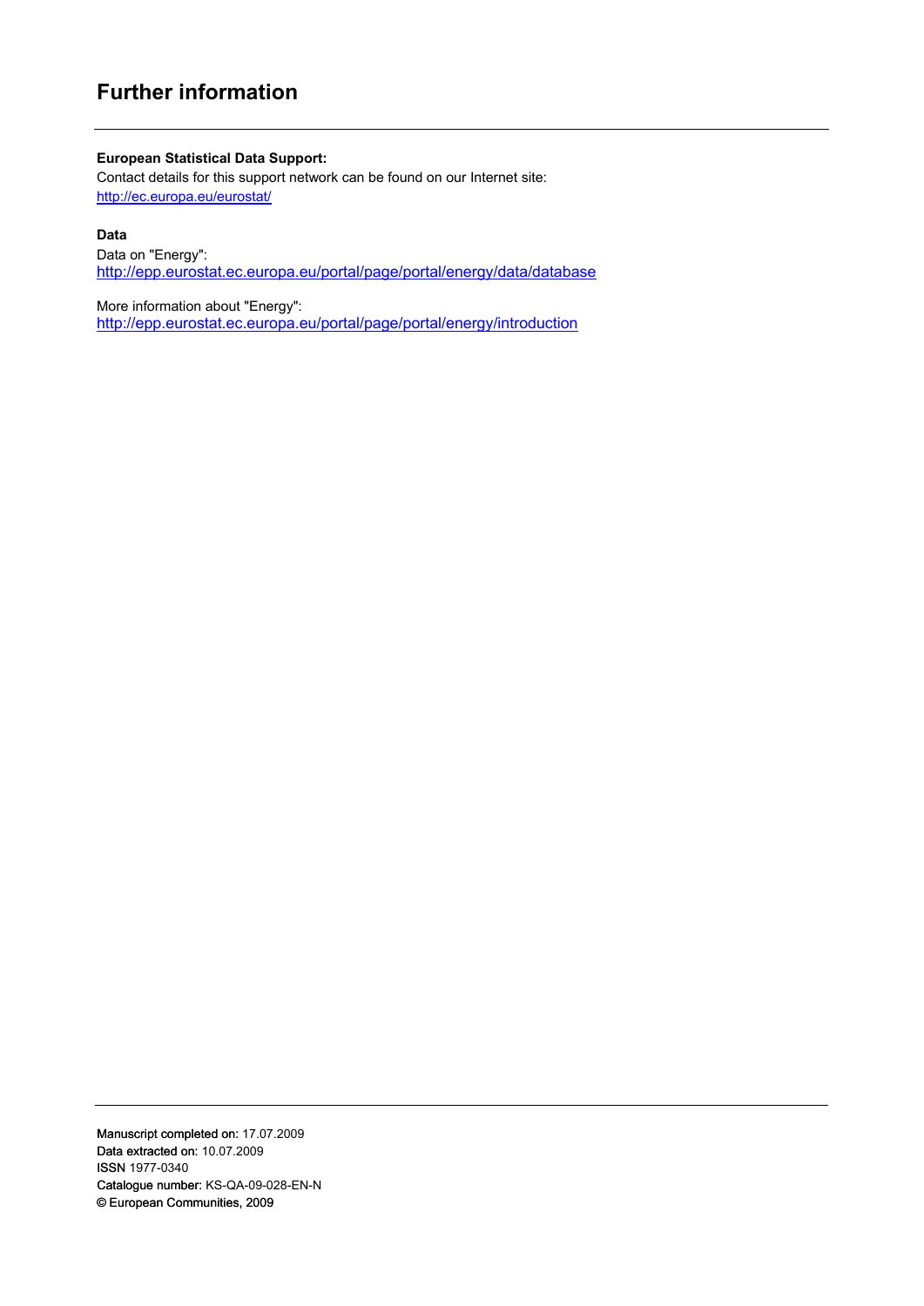# Further information

**European Statistical Data Support:**

Contact details for this support network can be found on our Internet site:
http://ec.europa.eu/eurostat/

**Data**

Data on "Energy":
http://epp.eurostat.ec.europa.eu/portal/page/portal/energy/data/database

More information about "Energy":
http://epp.eurostat.ec.europa.eu/portal/page/portal/energy/introduction

Manuscript completed on: 17.07.2009
Data extracted on: 10.07.2009
ISSN 1977-0340
Catalogue number: KS-QA-09-028-EN-N
© European Communities, 2009